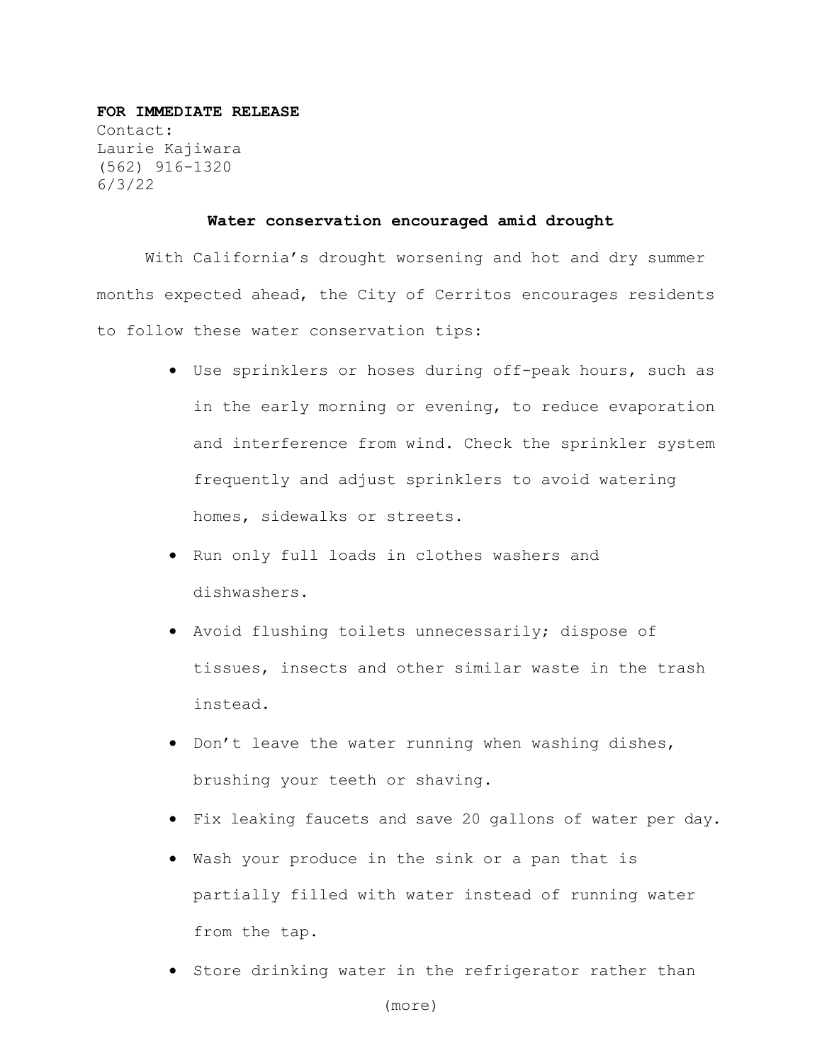**FOR IMMEDIATE RELEASE**

Contact:
Laurie Kajiwara
(562) 916-1320
6/3/22

**Water conservation encouraged amid drought**

With California's drought worsening and hot and dry summer months expected ahead, the City of Cerritos encourages residents to follow these water conservation tips:

- Use sprinklers or hoses during off-peak hours, such as in the early morning or evening, to reduce evaporation and interference from wind. Check the sprinkler system frequently and adjust sprinklers to avoid watering homes, sidewalks or streets.
- Run only full loads in clothes washers and dishwashers.
- Avoid flushing toilets unnecessarily; dispose of tissues, insects and other similar waste in the trash instead.
- Don't leave the water running when washing dishes, brushing your teeth or shaving.
- Fix leaking faucets and save 20 gallons of water per day.
- Wash your produce in the sink or a pan that is partially filled with water instead of running water from the tap.
- Store drinking water in the refrigerator rather than

(more)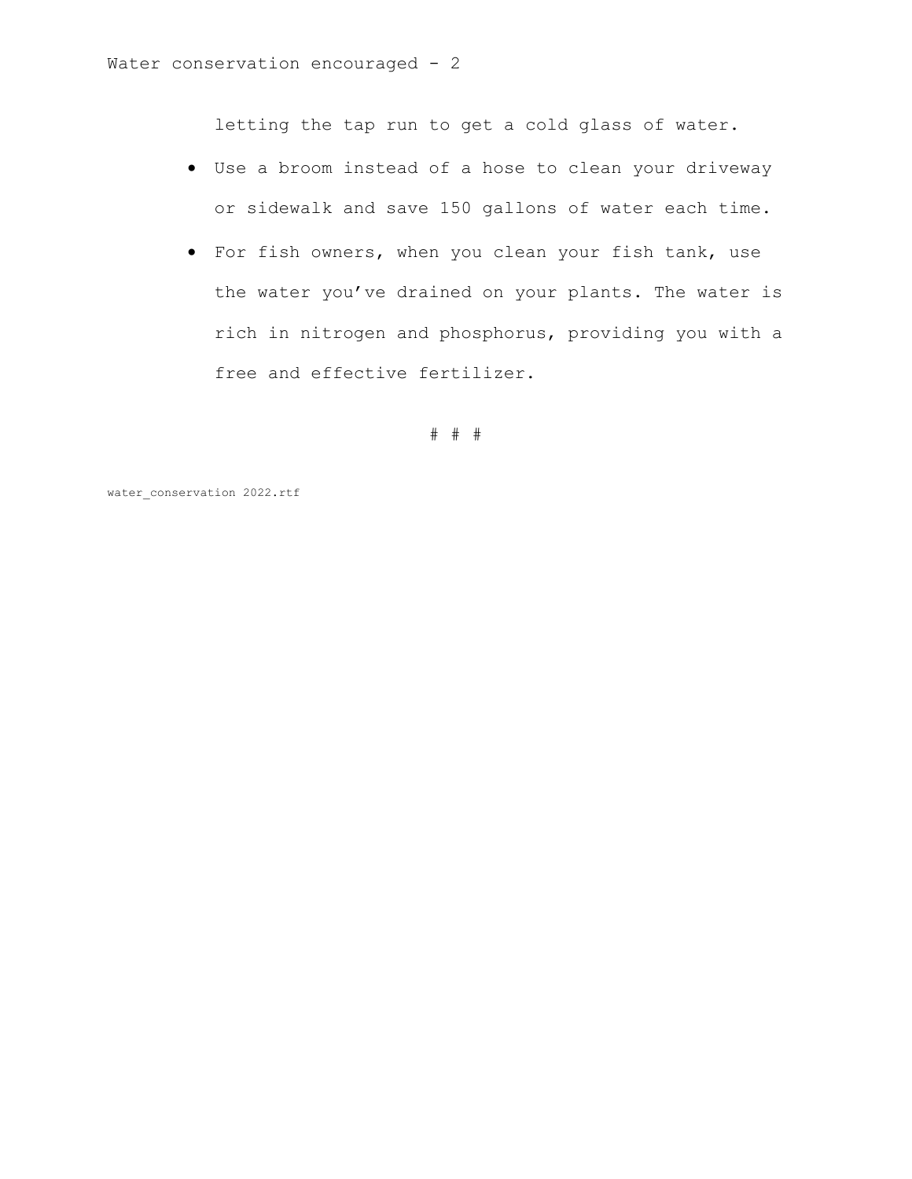letting the tap run to get a cold glass of water.

- Use a broom instead of a hose to clean your driveway or sidewalk and save 150 gallons of water each time.
- For fish owners, when you clean your fish tank, use the water you've drained on your plants. The water is rich in nitrogen and phosphorus, providing you with a free and effective fertilizer.

# # #

water_conservation 2022.rtf